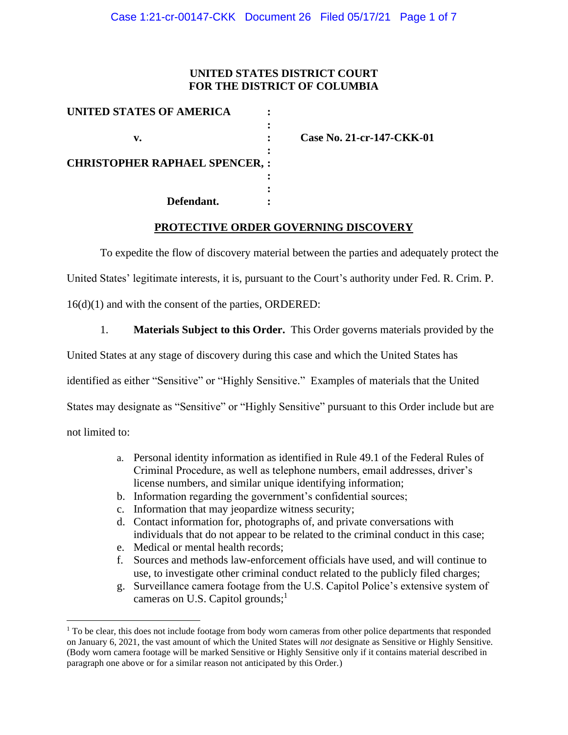**UNITED STATES DISTRICT COURT**
**FOR THE DISTRICT OF COLUMBIA**

| | | |
|---|---|---|
| **UNITED STATES OF AMERICA** | : | |
| | : | |
| **v.** | : | **Case No. 21-cr-147-CKK-01** |
| | : | |
| **CHRISTOPHER RAPHAEL SPENCER,** | : | |
| | : | |
| | : | |
| **Defendant.** | : | |

**PROTECTIVE ORDER GOVERNING DISCOVERY**

To expedite the flow of discovery material between the parties and adequately protect the United States' legitimate interests, it is, pursuant to the Court's authority under Fed. R. Crim. P. 16(d)(1) and with the consent of the parties, ORDERED:

1. **Materials Subject to this Order.** This Order governs materials provided by the United States at any stage of discovery during this case and which the United States has identified as either "Sensitive" or "Highly Sensitive." Examples of materials that the United States may designate as "Sensitive" or "Highly Sensitive" pursuant to this Order include but are not limited to:

   a. Personal identity information as identified in Rule 49.1 of the Federal Rules of Criminal Procedure, as well as telephone numbers, email addresses, driver's license numbers, and similar unique identifying information;
   b. Information regarding the government's confidential sources;
   c. Information that may jeopardize witness security;
   d. Contact information for, photographs of, and private conversations with individuals that do not appear to be related to the criminal conduct in this case;
   e. Medical or mental health records;
   f. Sources and methods law-enforcement officials have used, and will continue to use, to investigate other criminal conduct related to the publicly filed charges;
   g. Surveillance camera footage from the U.S. Capitol Police's extensive system of cameras on U.S. Capitol grounds;[1]

[1] To be clear, this does not include footage from body worn cameras from other police departments that responded on January 6, 2021, the vast amount of which the United States will *not* designate as Sensitive or Highly Sensitive. (Body worn camera footage will be marked Sensitive or Highly Sensitive only if it contains material described in paragraph one above or for a similar reason not anticipated by this Order.)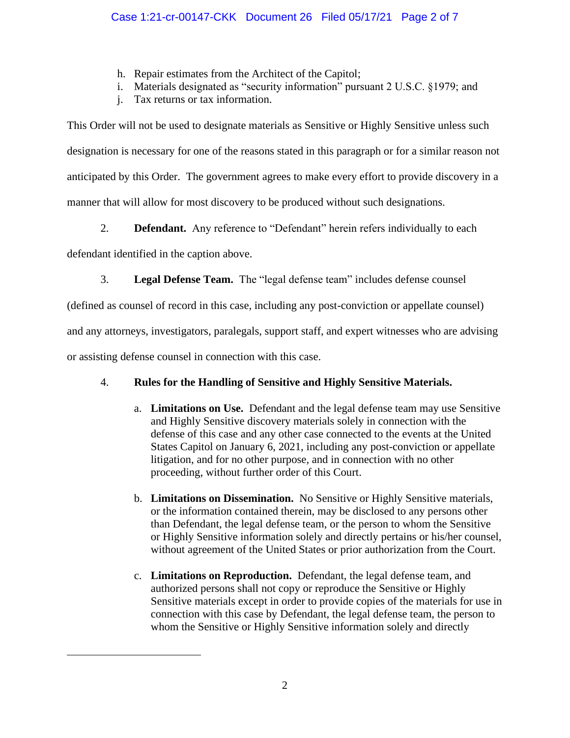h. Repair estimates from the Architect of the Capitol;
i. Materials designated as "security information" pursuant 2 U.S.C. §1979; and
j. Tax returns or tax information.

This Order will not be used to designate materials as Sensitive or Highly Sensitive unless such designation is necessary for one of the reasons stated in this paragraph or for a similar reason not anticipated by this Order. The government agrees to make every effort to provide discovery in a manner that will allow for most discovery to be produced without such designations.

2. **Defendant.** Any reference to "Defendant" herein refers individually to each defendant identified in the caption above.

3. **Legal Defense Team.** The "legal defense team" includes defense counsel (defined as counsel of record in this case, including any post-conviction or appellate counsel) and any attorneys, investigators, paralegals, support staff, and expert witnesses who are advising or assisting defense counsel in connection with this case.

4. **Rules for the Handling of Sensitive and Highly Sensitive Materials.**

   a. **Limitations on Use.** Defendant and the legal defense team may use Sensitive and Highly Sensitive discovery materials solely in connection with the defense of this case and any other case connected to the events at the United States Capitol on January 6, 2021, including any post-conviction or appellate litigation, and for no other purpose, and in connection with no other proceeding, without further order of this Court.

   b. **Limitations on Dissemination.** No Sensitive or Highly Sensitive materials, or the information contained therein, may be disclosed to any persons other than Defendant, the legal defense team, or the person to whom the Sensitive or Highly Sensitive information solely and directly pertains or his/her counsel, without agreement of the United States or prior authorization from the Court.

   c. **Limitations on Reproduction.** Defendant, the legal defense team, and authorized persons shall not copy or reproduce the Sensitive or Highly Sensitive materials except in order to provide copies of the materials for use in connection with this case by Defendant, the legal defense team, the person to whom the Sensitive or Highly Sensitive information solely and directly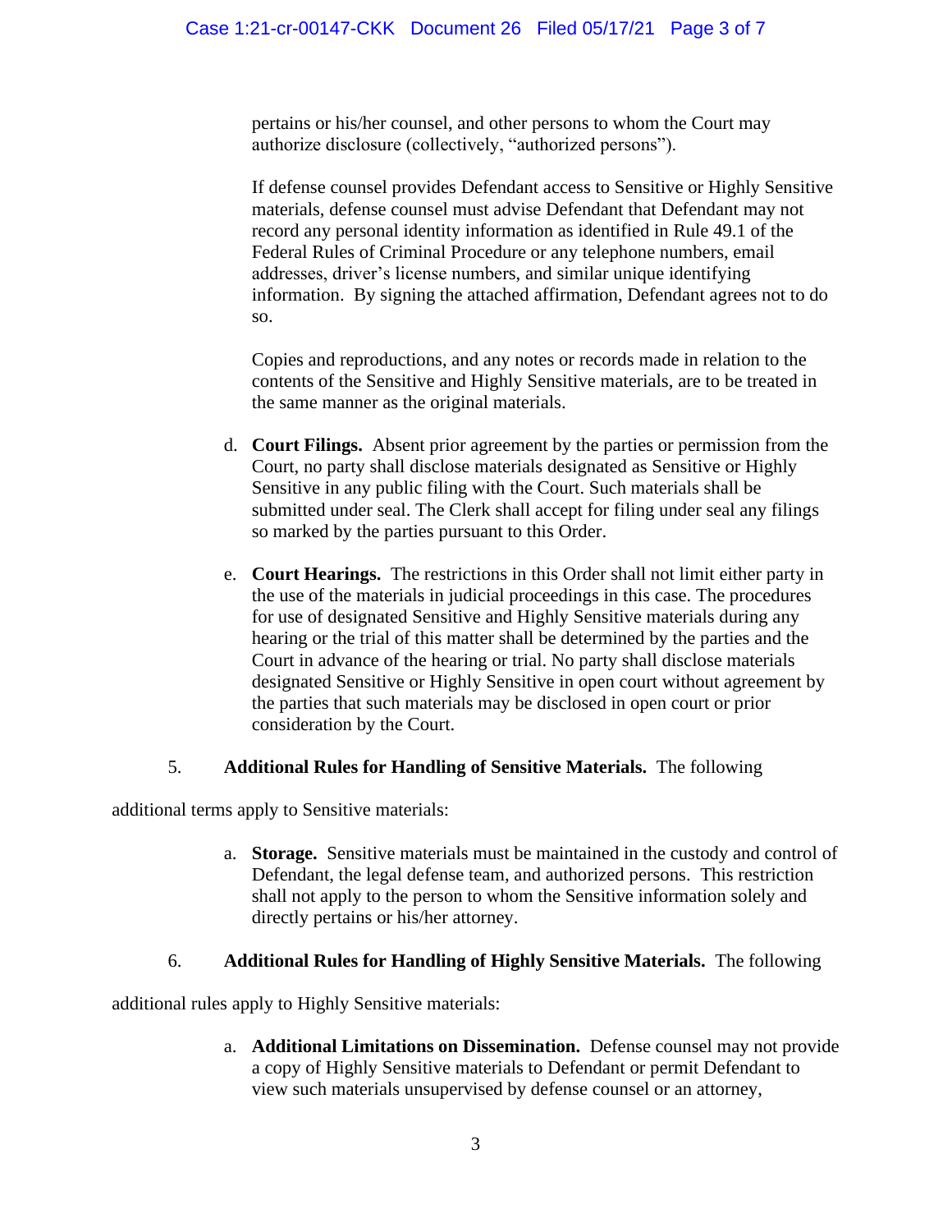pertains or his/her counsel, and other persons to whom the Court may authorize disclosure (collectively, "authorized persons").

If defense counsel provides Defendant access to Sensitive or Highly Sensitive materials, defense counsel must advise Defendant that Defendant may not record any personal identity information as identified in Rule 49.1 of the Federal Rules of Criminal Procedure or any telephone numbers, email addresses, driver's license numbers, and similar unique identifying information. By signing the attached affirmation, Defendant agrees not to do so.

Copies and reproductions, and any notes or records made in relation to the contents of the Sensitive and Highly Sensitive materials, are to be treated in the same manner as the original materials.

d. **Court Filings.** Absent prior agreement by the parties or permission from the Court, no party shall disclose materials designated as Sensitive or Highly Sensitive in any public filing with the Court. Such materials shall be submitted under seal. The Clerk shall accept for filing under seal any filings so marked by the parties pursuant to this Order.

e. **Court Hearings.** The restrictions in this Order shall not limit either party in the use of the materials in judicial proceedings in this case. The procedures for use of designated Sensitive and Highly Sensitive materials during any hearing or the trial of this matter shall be determined by the parties and the Court in advance of the hearing or trial. No party shall disclose materials designated Sensitive or Highly Sensitive in open court without agreement by the parties that such materials may be disclosed in open court or prior consideration by the Court.

5. **Additional Rules for Handling of Sensitive Materials.** The following additional terms apply to Sensitive materials:

a. **Storage.** Sensitive materials must be maintained in the custody and control of Defendant, the legal defense team, and authorized persons. This restriction shall not apply to the person to whom the Sensitive information solely and directly pertains or his/her attorney.

6. **Additional Rules for Handling of Highly Sensitive Materials.** The following additional rules apply to Highly Sensitive materials:

a. **Additional Limitations on Dissemination.** Defense counsel may not provide a copy of Highly Sensitive materials to Defendant or permit Defendant to view such materials unsupervised by defense counsel or an attorney,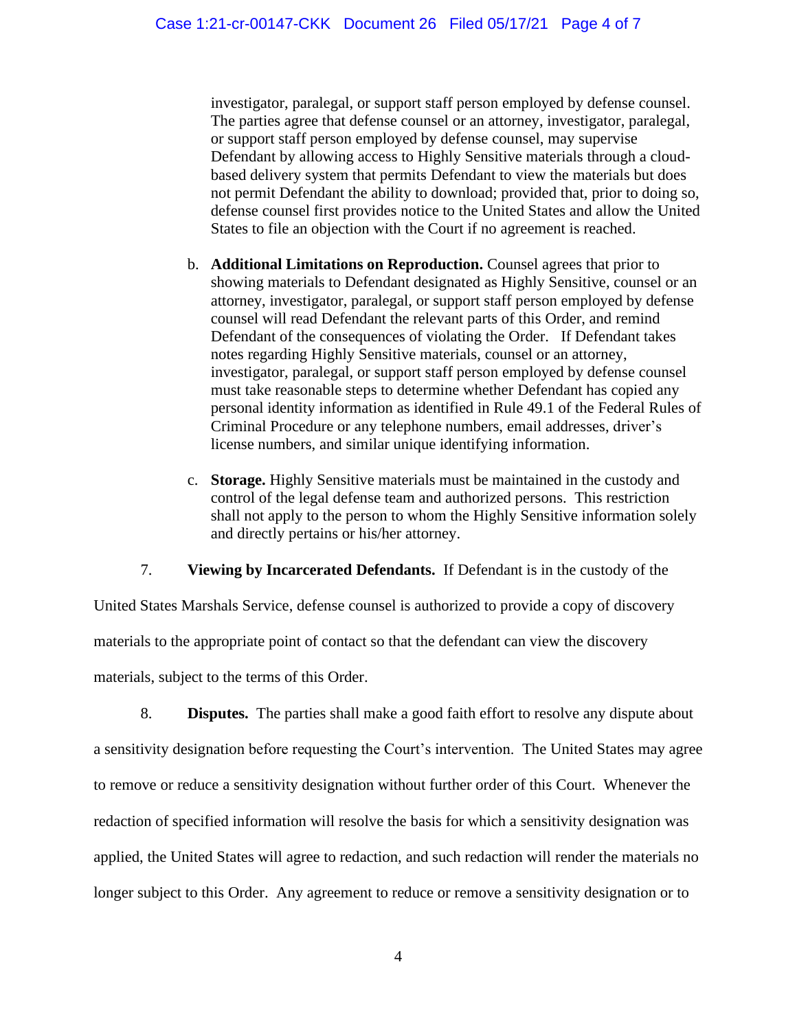investigator, paralegal, or support staff person employed by defense counsel. The parties agree that defense counsel or an attorney, investigator, paralegal, or support staff person employed by defense counsel, may supervise Defendant by allowing access to Highly Sensitive materials through a cloud-based delivery system that permits Defendant to view the materials but does not permit Defendant the ability to download; provided that, prior to doing so, defense counsel first provides notice to the United States and allow the United States to file an objection with the Court if no agreement is reached.

b. **Additional Limitations on Reproduction.** Counsel agrees that prior to showing materials to Defendant designated as Highly Sensitive, counsel or an attorney, investigator, paralegal, or support staff person employed by defense counsel will read Defendant the relevant parts of this Order, and remind Defendant of the consequences of violating the Order. If Defendant takes notes regarding Highly Sensitive materials, counsel or an attorney, investigator, paralegal, or support staff person employed by defense counsel must take reasonable steps to determine whether Defendant has copied any personal identity information as identified in Rule 49.1 of the Federal Rules of Criminal Procedure or any telephone numbers, email addresses, driver's license numbers, and similar unique identifying information.

c. **Storage.** Highly Sensitive materials must be maintained in the custody and control of the legal defense team and authorized persons. This restriction shall not apply to the person to whom the Highly Sensitive information solely and directly pertains or his/her attorney.

7. **Viewing by Incarcerated Defendants.** If Defendant is in the custody of the United States Marshals Service, defense counsel is authorized to provide a copy of discovery materials to the appropriate point of contact so that the defendant can view the discovery materials, subject to the terms of this Order.

8. **Disputes.** The parties shall make a good faith effort to resolve any dispute about a sensitivity designation before requesting the Court's intervention. The United States may agree to remove or reduce a sensitivity designation without further order of this Court. Whenever the redaction of specified information will resolve the basis for which a sensitivity designation was applied, the United States will agree to redaction, and such redaction will render the materials no longer subject to this Order. Any agreement to reduce or remove a sensitivity designation or to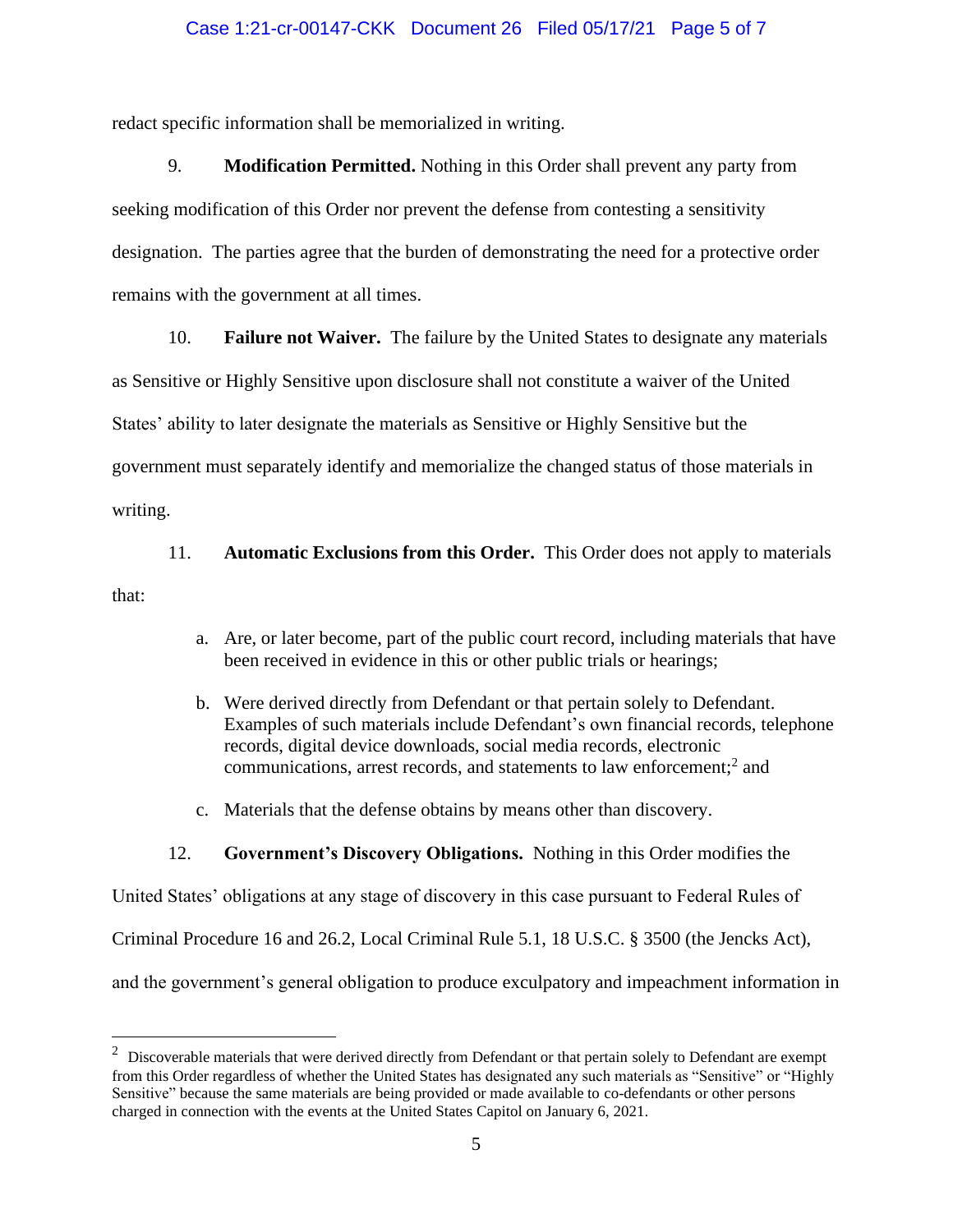redact specific information shall be memorialized in writing.

9. **Modification Permitted.** Nothing in this Order shall prevent any party from seeking modification of this Order nor prevent the defense from contesting a sensitivity designation. The parties agree that the burden of demonstrating the need for a protective order remains with the government at all times.

10. **Failure not Waiver.** The failure by the United States to designate any materials as Sensitive or Highly Sensitive upon disclosure shall not constitute a waiver of the United States' ability to later designate the materials as Sensitive or Highly Sensitive but the government must separately identify and memorialize the changed status of those materials in writing.

11. **Automatic Exclusions from this Order.** This Order does not apply to materials that:

   a. Are, or later become, part of the public court record, including materials that have been received in evidence in this or other public trials or hearings;

   b. Were derived directly from Defendant or that pertain solely to Defendant. Examples of such materials include Defendant's own financial records, telephone records, digital device downloads, social media records, electronic communications, arrest records, and statements to law enforcement;[2] and

   c. Materials that the defense obtains by means other than discovery.

12. **Government's Discovery Obligations.** Nothing in this Order modifies the United States' obligations at any stage of discovery in this case pursuant to Federal Rules of Criminal Procedure 16 and 26.2, Local Criminal Rule 5.1, 18 U.S.C. § 3500 (the Jencks Act), and the government's general obligation to produce exculpatory and impeachment information in

[2] Discoverable materials that were derived directly from Defendant or that pertain solely to Defendant are exempt from this Order regardless of whether the United States has designated any such materials as "Sensitive" or "Highly Sensitive" because the same materials are being provided or made available to co-defendants or other persons charged in connection with the events at the United States Capitol on January 6, 2021.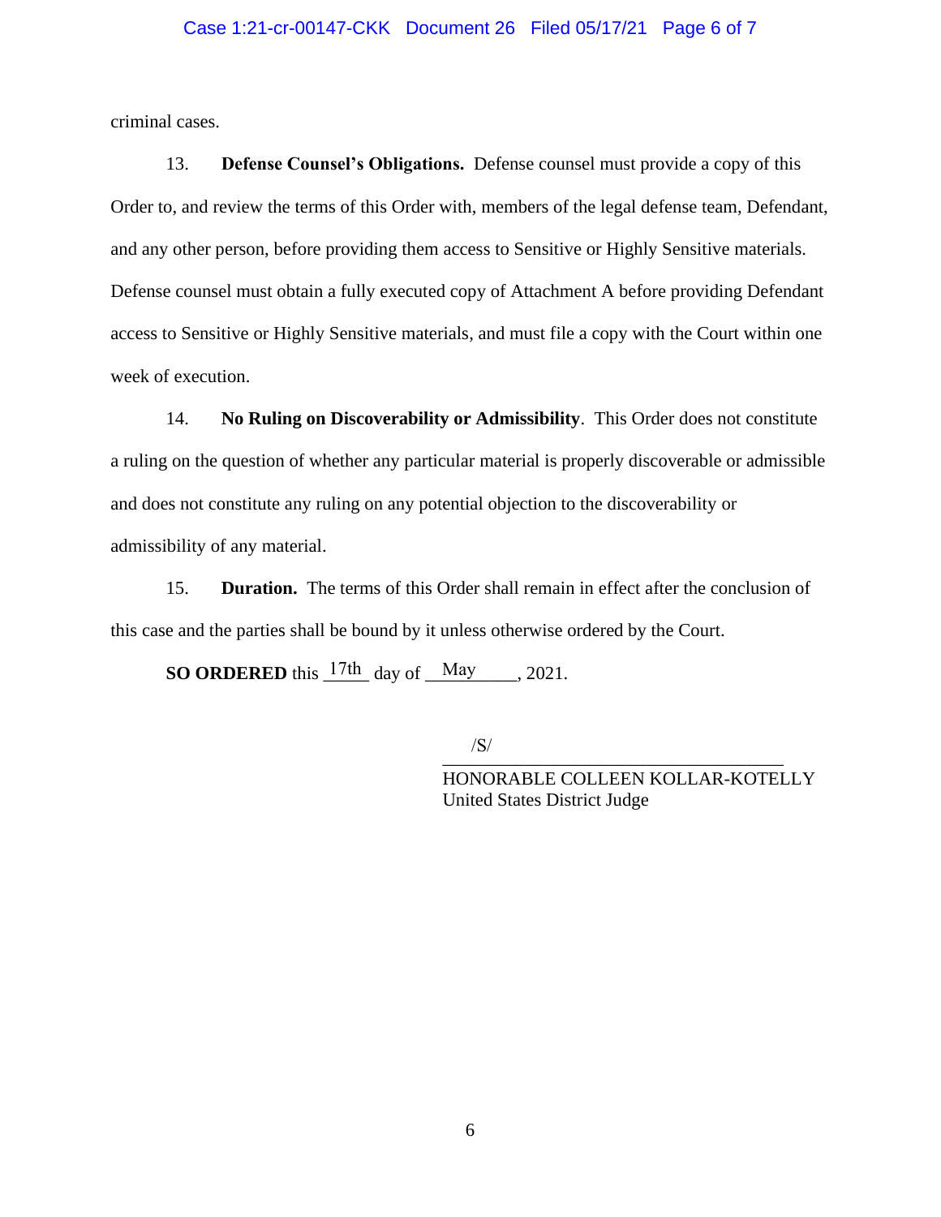criminal cases.

13. **Defense Counsel's Obligations.** Defense counsel must provide a copy of this Order to, and review the terms of this Order with, members of the legal defense team, Defendant, and any other person, before providing them access to Sensitive or Highly Sensitive materials. Defense counsel must obtain a fully executed copy of Attachment A before providing Defendant access to Sensitive or Highly Sensitive materials, and must file a copy with the Court within one week of execution.

14. **No Ruling on Discoverability or Admissibility**. This Order does not constitute a ruling on the question of whether any particular material is properly discoverable or admissible and does not constitute any ruling on any potential objection to the discoverability or admissibility of any material.

15. **Duration.** The terms of this Order shall remain in effect after the conclusion of this case and the parties shall be bound by it unless otherwise ordered by the Court.

**SO ORDERED** this 17th day of May, 2021.

/S/
HONORABLE COLLEEN KOLLAR-KOTELLY
United States District Judge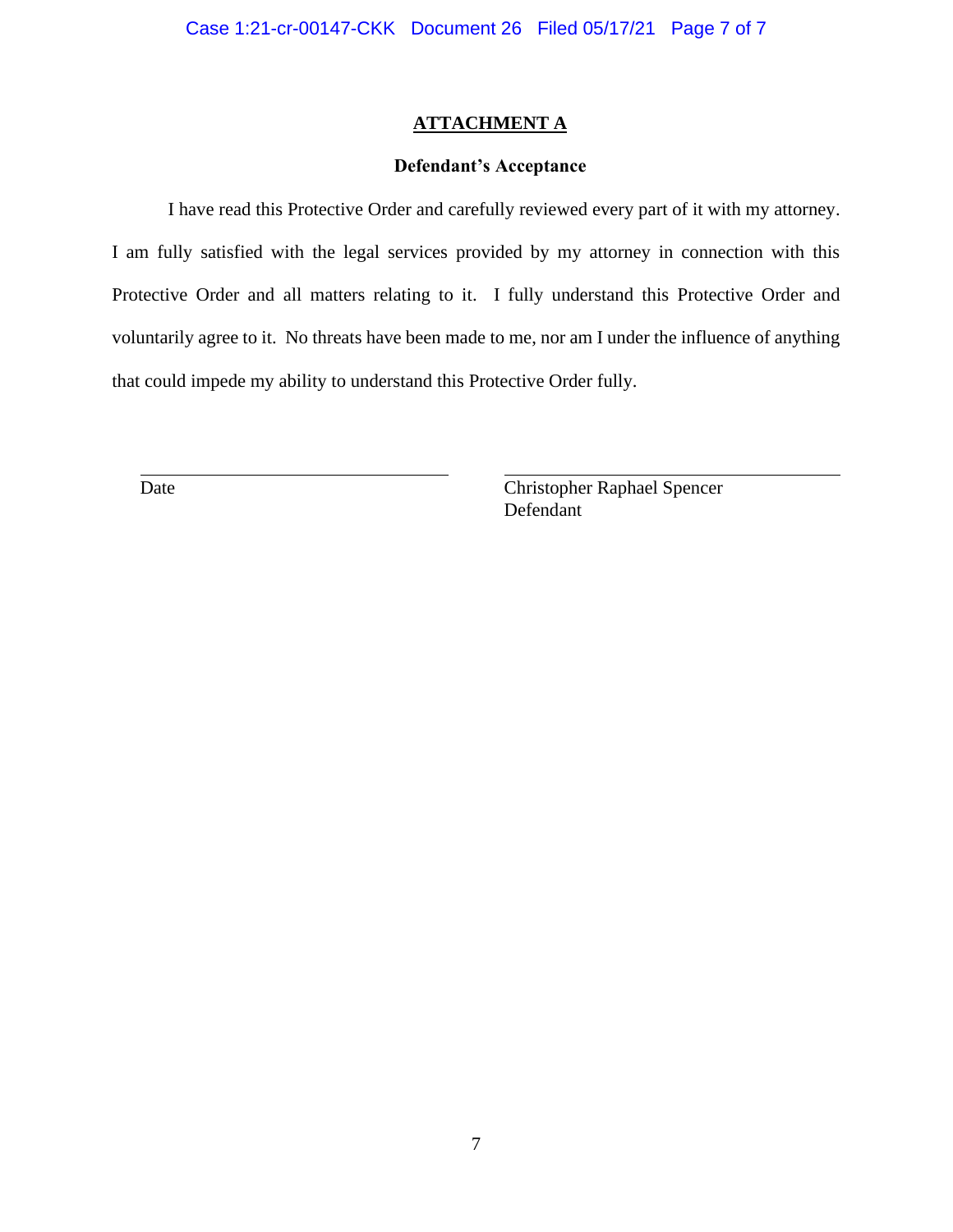## ATTACHMENT A

### Defendant's Acceptance

I have read this Protective Order and carefully reviewed every part of it with my attorney. I am fully satisfied with the legal services provided by my attorney in connection with this Protective Order and all matters relating to it. I fully understand this Protective Order and voluntarily agree to it. No threats have been made to me, nor am I under the influence of anything that could impede my ability to understand this Protective Order fully.

| | |
|---|---|
| \_\_\_\_\_\_\_\_\_\_\_\_\_\_\_\_\_\_\_\_\_\_\_\_\_\_\_\_\_\_ | \_\_\_\_\_\_\_\_\_\_\_\_\_\_\_\_\_\_\_\_\_\_\_\_\_\_\_\_\_\_ |
| Date | Christopher Raphael Spencer<br>Defendant |